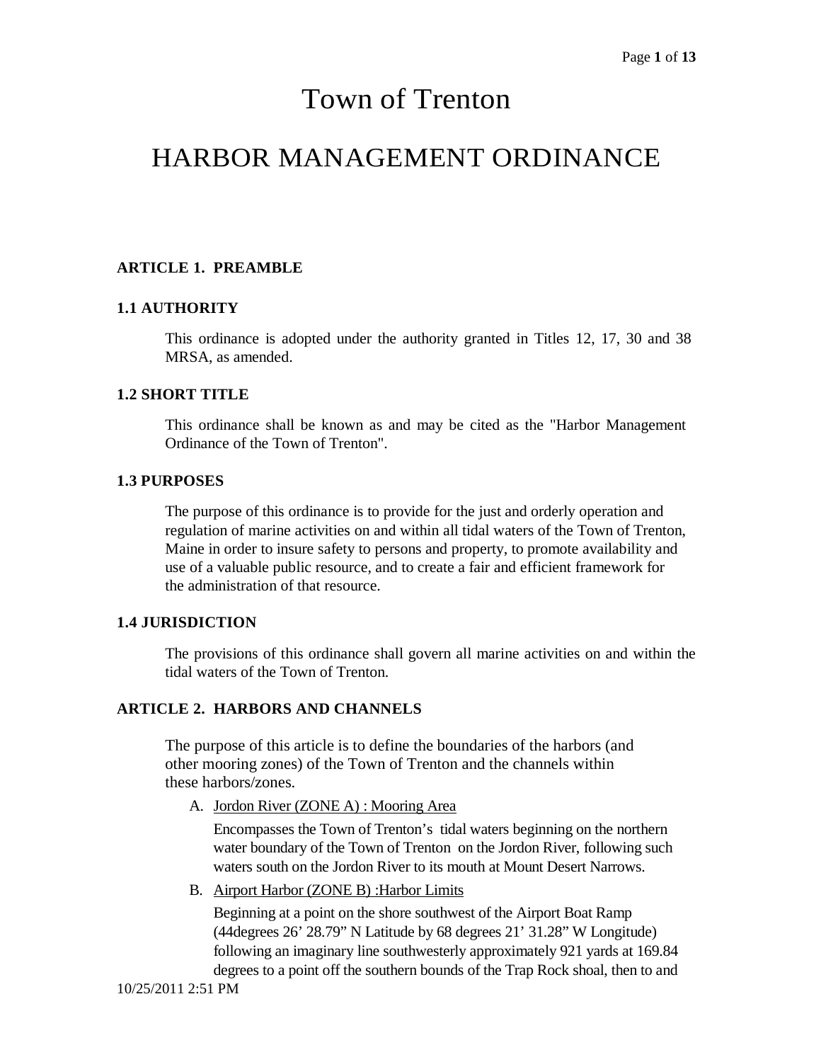# Town of Trenton

# HARBOR MANAGEMENT ORDINANCE

## ARTICLE 1. PREAMBLE

### 1.1 AUTHORITY

This ordinance is adopted under the authority granted in Titles 12, 17, 30 and 38 MRSA, as amended.

### 1.2 SHORT TITLE

This ordinance shall be known as and may be cited as the "Harbor Management Ordinance of the Town of Trenton".

### 1.3 PURPOSES

The purpose of this ordinance is to provide for the just and orderly operation and regulation of marine activities on and within all tidal waters of the Town of Trenton, Maine in order to insure safety to persons and property, to promote availability and use of a valuable public resource, and to create a fair and efficient framework for the administration of that resource.

### 1.4 JURISDICTION

The provisions of this ordinance shall govern all marine activities on and within the tidal waters of the Town of Trenton.

## ARTICLE 2. HARBORS AND CHANNELS

The purpose of this article is to define the boundaries of the harbors (and other mooring zones) of the Town of Trenton and the channels within these harbors/zones.

A. Jordon River (ZONE A) : Mooring Area

   Encompasses the Town of Trenton's tidal waters beginning on the northern water boundary of the Town of Trenton on the Jordon River, following such waters south on the Jordon River to its mouth at Mount Desert Narrows.

B. Airport Harbor (ZONE B) :Harbor Limits

   Beginning at a point on the shore southwest of the Airport Boat Ramp (44degrees 26' 28.79" N Latitude by 68 degrees 21' 31.28" W Longitude) following an imaginary line southwesterly approximately 921 yards at 169.84 degrees to a point off the southern bounds of the Trap Rock shoal, then to and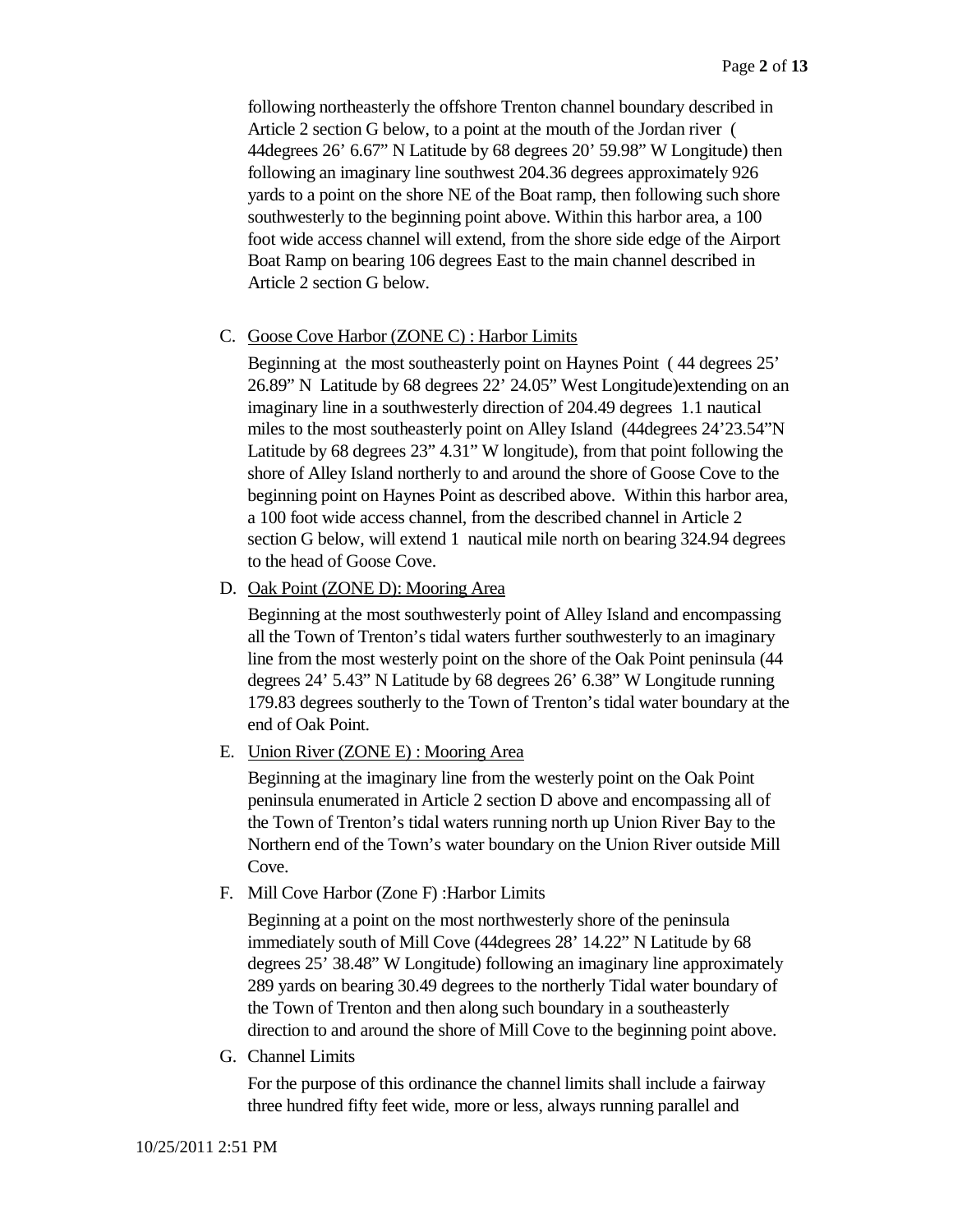following northeasterly the offshore Trenton channel boundary described in Article 2 section G below, to a point at the mouth of the Jordan river ( 44degrees 26' 6.67" N Latitude by 68 degrees 20' 59.98" W Longitude) then following an imaginary line southwest 204.36 degrees approximately 926 yards to a point on the shore NE of the Boat ramp, then following such shore southwesterly to the beginning point above. Within this harbor area, a 100 foot wide access channel will extend, from the shore side edge of the Airport Boat Ramp on bearing 106 degrees East to the main channel described in Article 2 section G below.

C. Goose Cove Harbor (ZONE C) : Harbor Limits

Beginning at the most southeasterly point on Haynes Point ( 44 degrees 25' 26.89" N Latitude by 68 degrees 22' 24.05" West Longitude)extending on an imaginary line in a southwesterly direction of 204.49 degrees 1.1 nautical miles to the most southeasterly point on Alley Island (44degrees 24'23.54"N Latitude by 68 degrees 23" 4.31" W longitude), from that point following the shore of Alley Island northerly to and around the shore of Goose Cove to the beginning point on Haynes Point as described above. Within this harbor area, a 100 foot wide access channel, from the described channel in Article 2 section G below, will extend 1 nautical mile north on bearing 324.94 degrees to the head of Goose Cove.

D. Oak Point (ZONE D): Mooring Area

Beginning at the most southwesterly point of Alley Island and encompassing all the Town of Trenton's tidal waters further southwesterly to an imaginary line from the most westerly point on the shore of the Oak Point peninsula (44 degrees 24' 5.43" N Latitude by 68 degrees 26' 6.38" W Longitude running 179.83 degrees southerly to the Town of Trenton's tidal water boundary at the end of Oak Point.

E. Union River (ZONE E) : Mooring Area

Beginning at the imaginary line from the westerly point on the Oak Point peninsula enumerated in Article 2 section D above and encompassing all of the Town of Trenton's tidal waters running north up Union River Bay to the Northern end of the Town's water boundary on the Union River outside Mill Cove.

F. Mill Cove Harbor (Zone F) :Harbor Limits

Beginning at a point on the most northwesterly shore of the peninsula immediately south of Mill Cove (44degrees 28' 14.22" N Latitude by 68 degrees 25' 38.48" W Longitude) following an imaginary line approximately 289 yards on bearing 30.49 degrees to the northerly Tidal water boundary of the Town of Trenton and then along such boundary in a southeasterly direction to and around the shore of Mill Cove to the beginning point above.

G. Channel Limits

For the purpose of this ordinance the channel limits shall include a fairway three hundred fifty feet wide, more or less, always running parallel and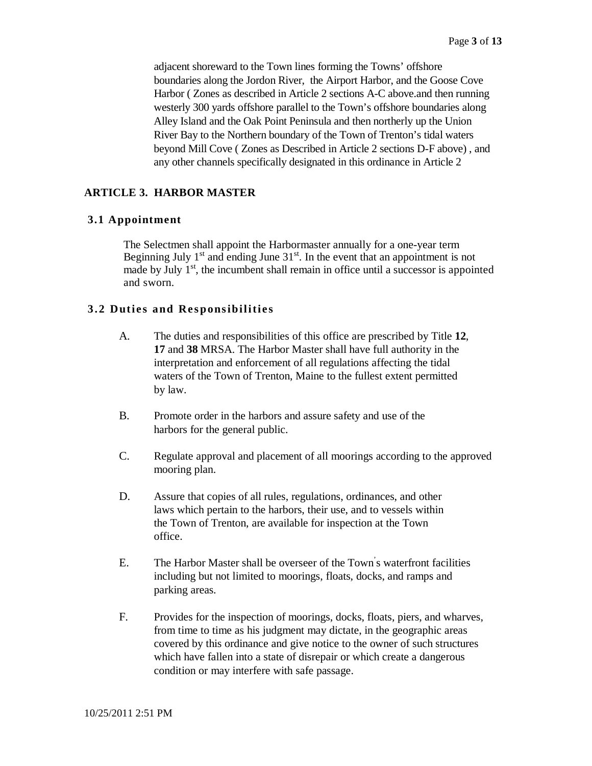adjacent shoreward to the Town lines forming the Towns' offshore boundaries along the Jordon River, the Airport Harbor, and the Goose Cove Harbor ( Zones as described in Article 2 sections A-C above.and then running westerly 300 yards offshore parallel to the Town's offshore boundaries along Alley Island and the Oak Point Peninsula and then northerly up the Union River Bay to the Northern boundary of the Town of Trenton's tidal waters beyond Mill Cove ( Zones as Described in Article 2 sections D-F above) , and any other channels specifically designated in this ordinance in Article 2

## ARTICLE 3. HARBOR MASTER

### 3.1 Appointment

The Selectmen shall appoint the Harbormaster annually for a one-year term Beginning July 1st and ending June 31st. In the event that an appointment is not made by July 1st, the incumbent shall remain in office until a successor is appointed and sworn.

### 3.2 Duties and Responsibilities

A. The duties and responsibilities of this office are prescribed by Title **12**, **17** and **38** MRSA. The Harbor Master shall have full authority in the interpretation and enforcement of all regulations affecting the tidal waters of the Town of Trenton, Maine to the fullest extent permitted by law.

B. Promote order in the harbors and assure safety and use of the harbors for the general public.

C. Regulate approval and placement of all moorings according to the approved mooring plan.

D. Assure that copies of all rules, regulations, ordinances, and other laws which pertain to the harbors, their use, and to vessels within the Town of Trenton, are available for inspection at the Town office.

E. The Harbor Master shall be overseer of the Town's waterfront facilities including but not limited to moorings, floats, docks, and ramps and parking areas.

F. Provides for the inspection of moorings, docks, floats, piers, and wharves, from time to time as his judgment may dictate, in the geographic areas covered by this ordinance and give notice to the owner of such structures which have fallen into a state of disrepair or which create a dangerous condition or may interfere with safe passage.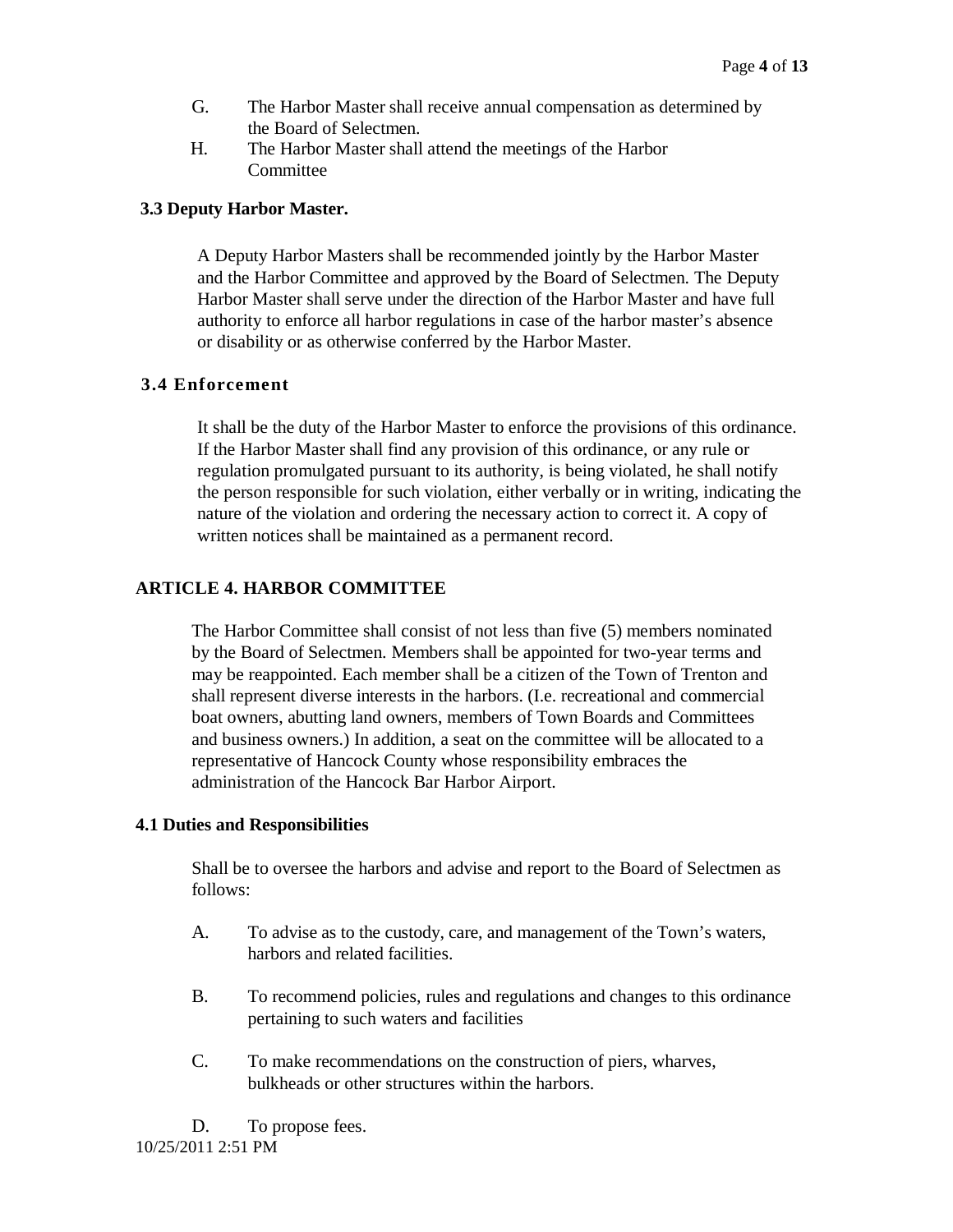G. The Harbor Master shall receive annual compensation as determined by the Board of Selectmen.

H. The Harbor Master shall attend the meetings of the Harbor Committee

### 3.3 Deputy Harbor Master.

A Deputy Harbor Masters shall be recommended jointly by the Harbor Master and the Harbor Committee and approved by the Board of Selectmen. The Deputy Harbor Master shall serve under the direction of the Harbor Master and have full authority to enforce all harbor regulations in case of the harbor master's absence or disability or as otherwise conferred by the Harbor Master.

### 3.4 Enforcement

It shall be the duty of the Harbor Master to enforce the provisions of this ordinance. If the Harbor Master shall find any provision of this ordinance, or any rule or regulation promulgated pursuant to its authority, is being violated, he shall notify the person responsible for such violation, either verbally or in writing, indicating the nature of the violation and ordering the necessary action to correct it. A copy of written notices shall be maintained as a permanent record.

## ARTICLE 4. HARBOR COMMITTEE

The Harbor Committee shall consist of not less than five (5) members nominated by the Board of Selectmen. Members shall be appointed for two-year terms and may be reappointed. Each member shall be a citizen of the Town of Trenton and shall represent diverse interests in the harbors. (I.e. recreational and commercial boat owners, abutting land owners, members of Town Boards and Committees and business owners.) In addition, a seat on the committee will be allocated to a representative of Hancock County whose responsibility embraces the administration of the Hancock Bar Harbor Airport.

### 4.1 Duties and Responsibilities

Shall be to oversee the harbors and advise and report to the Board of Selectmen as follows:

A. To advise as to the custody, care, and management of the Town's waters, harbors and related facilities.

B. To recommend policies, rules and regulations and changes to this ordinance pertaining to such waters and facilities

C. To make recommendations on the construction of piers, wharves, bulkheads or other structures within the harbors.

D. To propose fees.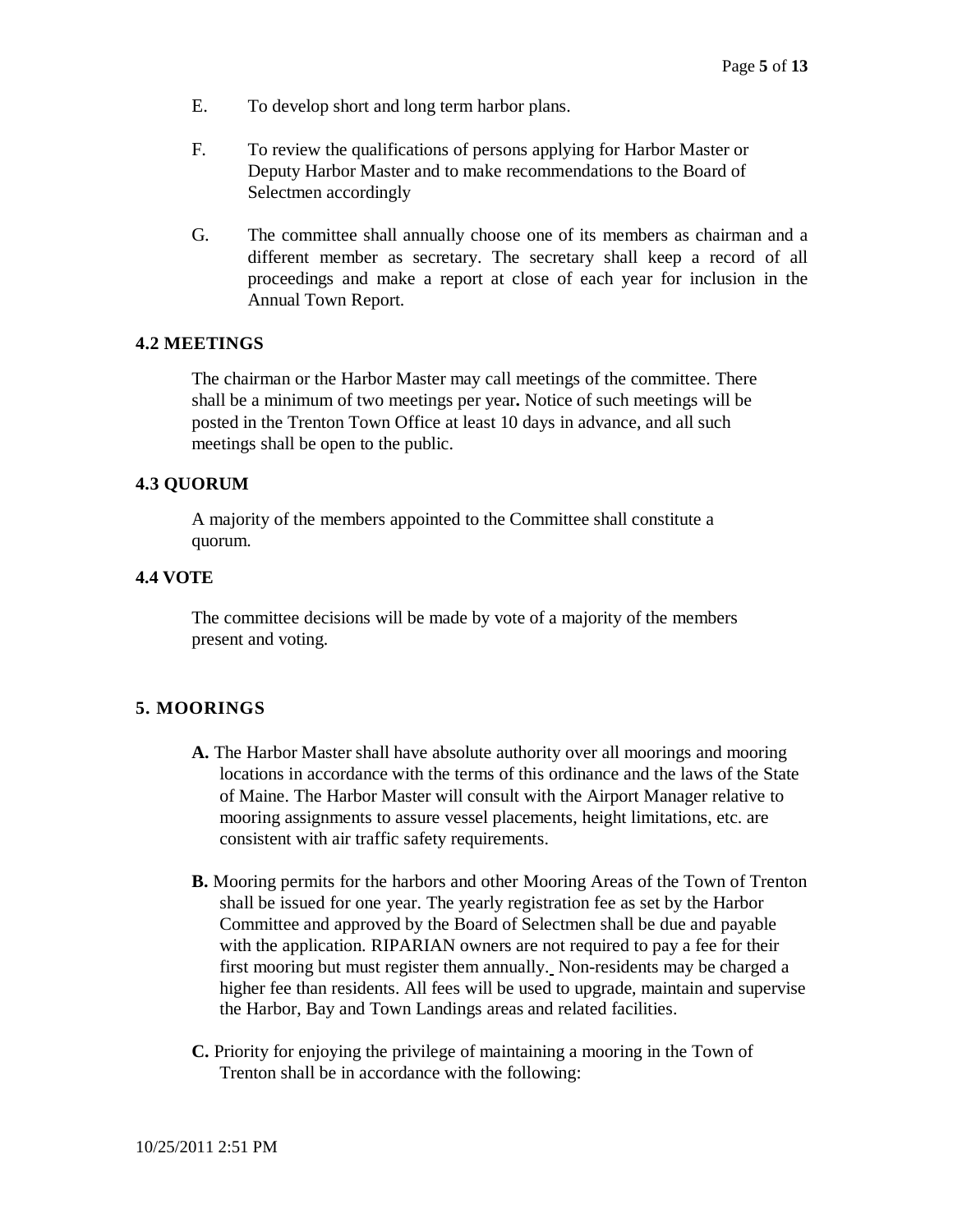E. To develop short and long term harbor plans.

F. To review the qualifications of persons applying for Harbor Master or Deputy Harbor Master and to make recommendations to the Board of Selectmen accordingly

G. The committee shall annually choose one of its members as chairman and a different member as secretary. The secretary shall keep a record of all proceedings and make a report at close of each year for inclusion in the Annual Town Report.

### 4.2 MEETINGS

The chairman or the Harbor Master may call meetings of the committee. There shall be a minimum of two meetings per year**.** Notice of such meetings will be posted in the Trenton Town Office at least 10 days in advance, and all such meetings shall be open to the public.

### 4.3 QUORUM

A majority of the members appointed to the Committee shall constitute a quorum.

### 4.4 VOTE

The committee decisions will be made by vote of a majority of the members present and voting.

## 5. MOORINGS

**A.** The Harbor Master shall have absolute authority over all moorings and mooring locations in accordance with the terms of this ordinance and the laws of the State of Maine. The Harbor Master will consult with the Airport Manager relative to mooring assignments to assure vessel placements, height limitations, etc. are consistent with air traffic safety requirements.

**B.** Mooring permits for the harbors and other Mooring Areas of the Town of Trenton shall be issued for one year. The yearly registration fee as set by the Harbor Committee and approved by the Board of Selectmen shall be due and payable with the application. RIPARIAN owners are not required to pay a fee for their first mooring but must register them annually. Non-residents may be charged a higher fee than residents. All fees will be used to upgrade, maintain and supervise the Harbor, Bay and Town Landings areas and related facilities.

**C.** Priority for enjoying the privilege of maintaining a mooring in the Town of Trenton shall be in accordance with the following: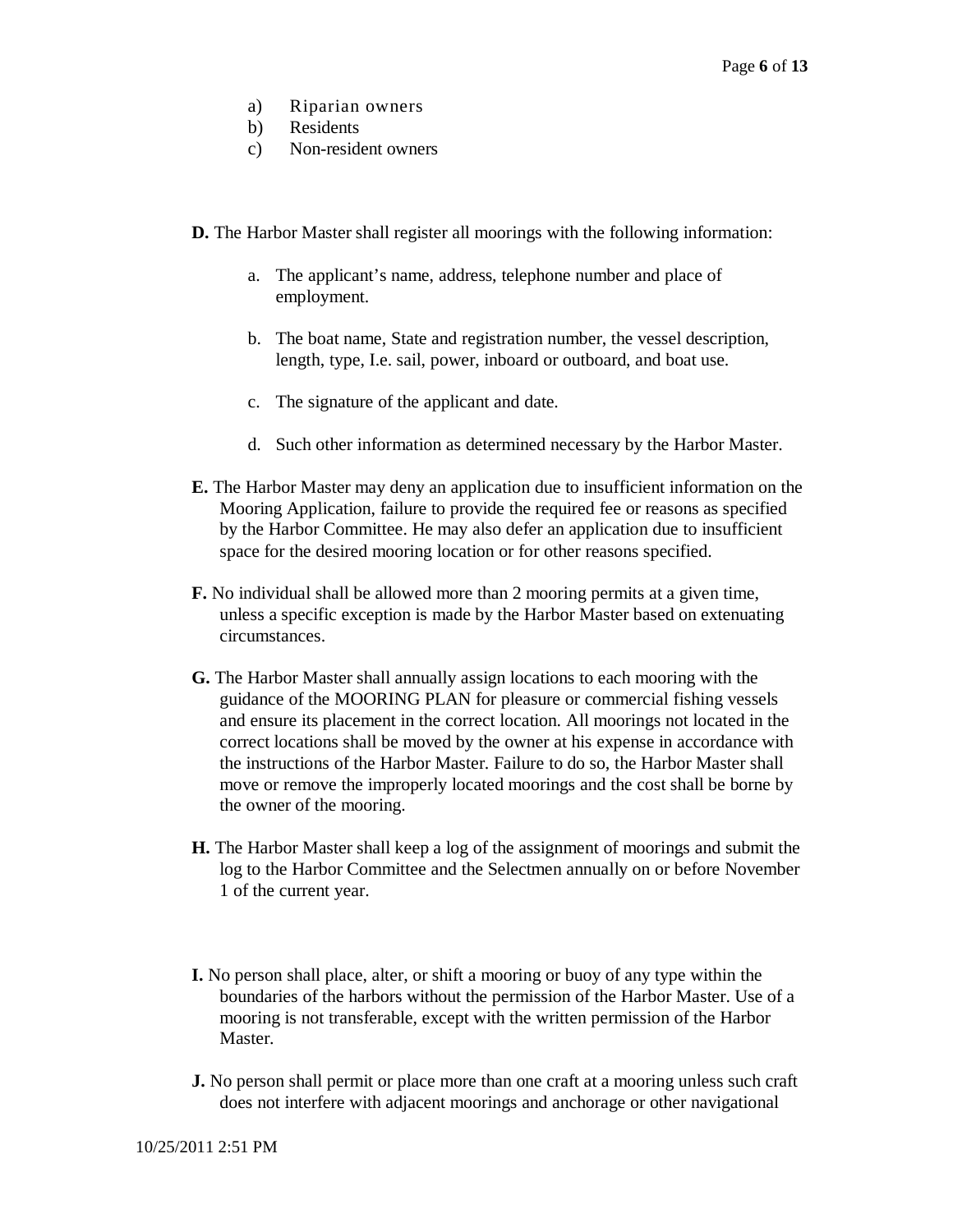a) Riparian owners
b) Residents
c) Non-resident owners

**D.** The Harbor Master shall register all moorings with the following information:

a. The applicant's name, address, telephone number and place of employment.

b. The boat name, State and registration number, the vessel description, length, type, I.e. sail, power, inboard or outboard, and boat use.

c. The signature of the applicant and date.

d. Such other information as determined necessary by the Harbor Master.

**E.** The Harbor Master may deny an application due to insufficient information on the Mooring Application, failure to provide the required fee or reasons as specified by the Harbor Committee. He may also defer an application due to insufficient space for the desired mooring location or for other reasons specified.

**F.** No individual shall be allowed more than 2 mooring permits at a given time, unless a specific exception is made by the Harbor Master based on extenuating circumstances.

**G.** The Harbor Master shall annually assign locations to each mooring with the guidance of the MOORING PLAN for pleasure or commercial fishing vessels and ensure its placement in the correct location. All moorings not located in the correct locations shall be moved by the owner at his expense in accordance with the instructions of the Harbor Master. Failure to do so, the Harbor Master shall move or remove the improperly located moorings and the cost shall be borne by the owner of the mooring.

**H.** The Harbor Master shall keep a log of the assignment of moorings and submit the log to the Harbor Committee and the Selectmen annually on or before November 1 of the current year.

**I.** No person shall place, alter, or shift a mooring or buoy of any type within the boundaries of the harbors without the permission of the Harbor Master. Use of a mooring is not transferable, except with the written permission of the Harbor Master.

**J.** No person shall permit or place more than one craft at a mooring unless such craft does not interfere with adjacent moorings and anchorage or other navigational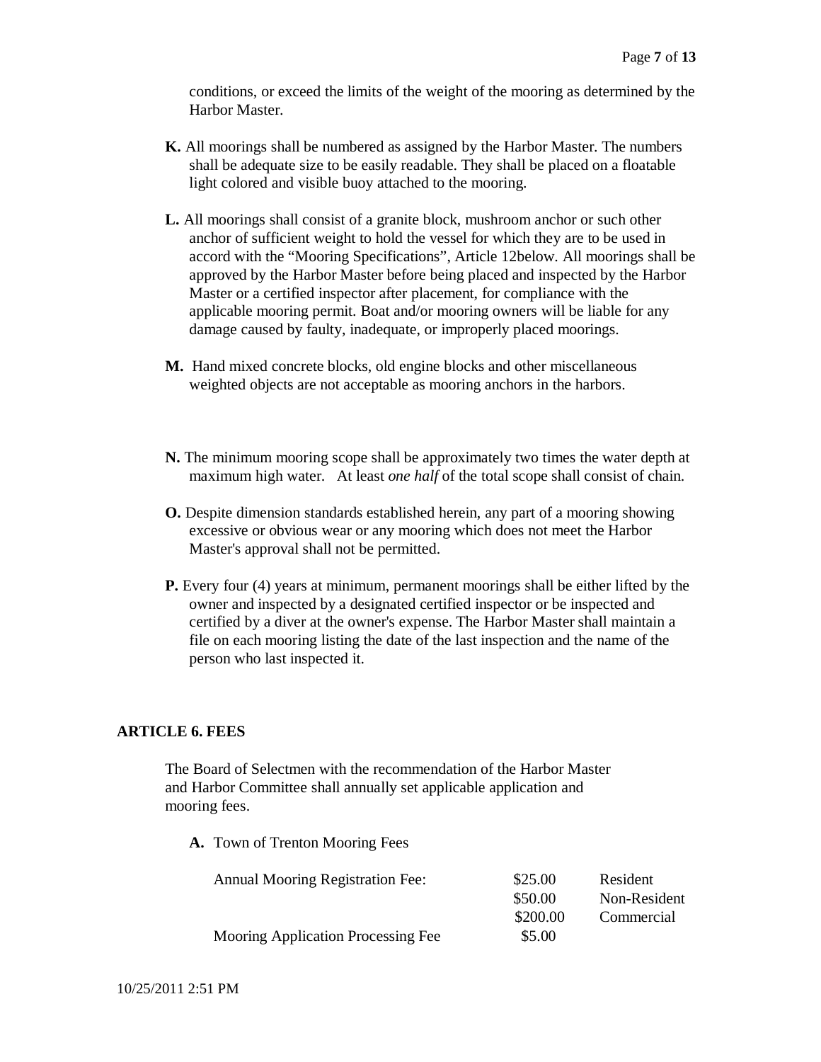conditions, or exceed the limits of the weight of the mooring as determined by the Harbor Master.

**K.** All moorings shall be numbered as assigned by the Harbor Master. The numbers shall be adequate size to be easily readable. They shall be placed on a floatable light colored and visible buoy attached to the mooring.

**L.** All moorings shall consist of a granite block, mushroom anchor or such other anchor of sufficient weight to hold the vessel for which they are to be used in accord with the "Mooring Specifications", Article 12below. All moorings shall be approved by the Harbor Master before being placed and inspected by the Harbor Master or a certified inspector after placement, for compliance with the applicable mooring permit. Boat and/or mooring owners will be liable for any damage caused by faulty, inadequate, or improperly placed moorings.

**M.** Hand mixed concrete blocks, old engine blocks and other miscellaneous weighted objects are not acceptable as mooring anchors in the harbors.

**N.** The minimum mooring scope shall be approximately two times the water depth at maximum high water. At least *one half* of the total scope shall consist of chain.

**O.** Despite dimension standards established herein, any part of a mooring showing excessive or obvious wear or any mooring which does not meet the Harbor Master's approval shall not be permitted.

**P.** Every four (4) years at minimum, permanent moorings shall be either lifted by the owner and inspected by a designated certified inspector or be inspected and certified by a diver at the owner's expense. The Harbor Master shall maintain a file on each mooring listing the date of the last inspection and the name of the person who last inspected it.

## ARTICLE 6. FEES

The Board of Selectmen with the recommendation of the Harbor Master and Harbor Committee shall annually set applicable application and mooring fees.

**A.** Town of Trenton Mooring Fees

| | | |
|---|---|---|
| Annual Mooring Registration Fee: | $25.00 | Resident |
| | $50.00 | Non-Resident |
| | $200.00 | Commercial |
| Mooring Application Processing Fee | $5.00 | |

10/25/2011 2:51 PM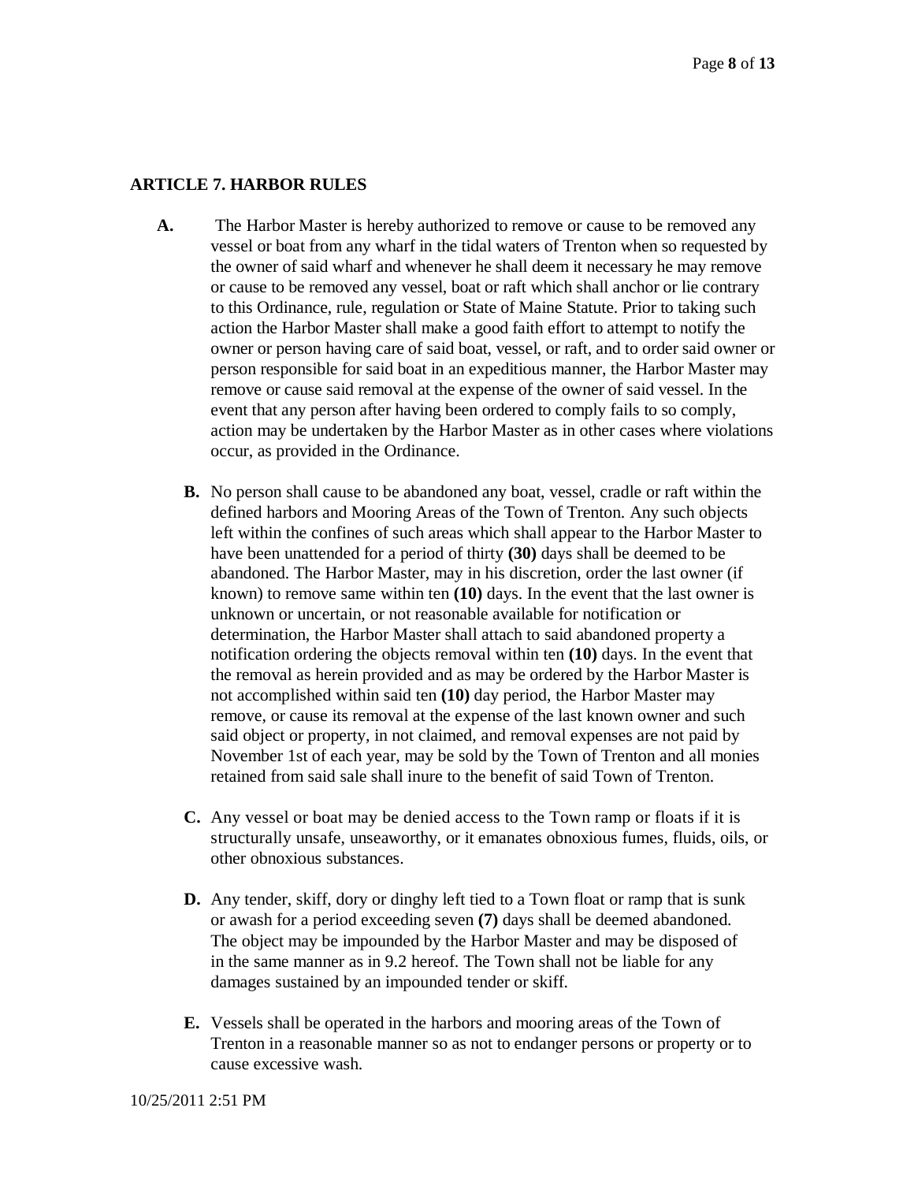## ARTICLE 7. HARBOR RULES

**A.** The Harbor Master is hereby authorized to remove or cause to be removed any vessel or boat from any wharf in the tidal waters of Trenton when so requested by the owner of said wharf and whenever he shall deem it necessary he may remove or cause to be removed any vessel, boat or raft which shall anchor or lie contrary to this Ordinance, rule, regulation or State of Maine Statute. Prior to taking such action the Harbor Master shall make a good faith effort to attempt to notify the owner or person having care of said boat, vessel, or raft, and to order said owner or person responsible for said boat in an expeditious manner, the Harbor Master may remove or cause said removal at the expense of the owner of said vessel. In the event that any person after having been ordered to comply fails to so comply, action may be undertaken by the Harbor Master as in other cases where violations occur, as provided in the Ordinance.

**B.** No person shall cause to be abandoned any boat, vessel, cradle or raft within the defined harbors and Mooring Areas of the Town of Trenton. Any such objects left within the confines of such areas which shall appear to the Harbor Master to have been unattended for a period of thirty **(30)** days shall be deemed to be abandoned. The Harbor Master, may in his discretion, order the last owner (if known) to remove same within ten **(10)** days. In the event that the last owner is unknown or uncertain, or not reasonable available for notification or determination, the Harbor Master shall attach to said abandoned property a notification ordering the objects removal within ten **(10)** days. In the event that the removal as herein provided and as may be ordered by the Harbor Master is not accomplished within said ten **(10)** day period, the Harbor Master may remove, or cause its removal at the expense of the last known owner and such said object or property, in not claimed, and removal expenses are not paid by November 1st of each year, may be sold by the Town of Trenton and all monies retained from said sale shall inure to the benefit of said Town of Trenton.

**C.** Any vessel or boat may be denied access to the Town ramp or floats if it is structurally unsafe, unseaworthy, or it emanates obnoxious fumes, fluids, oils, or other obnoxious substances.

**D.** Any tender, skiff, dory or dinghy left tied to a Town float or ramp that is sunk or awash for a period exceeding seven **(7)** days shall be deemed abandoned. The object may be impounded by the Harbor Master and may be disposed of in the same manner as in 9.2 hereof. The Town shall not be liable for any damages sustained by an impounded tender or skiff.

**E.** Vessels shall be operated in the harbors and mooring areas of the Town of Trenton in a reasonable manner so as not to endanger persons or property or to cause excessive wash.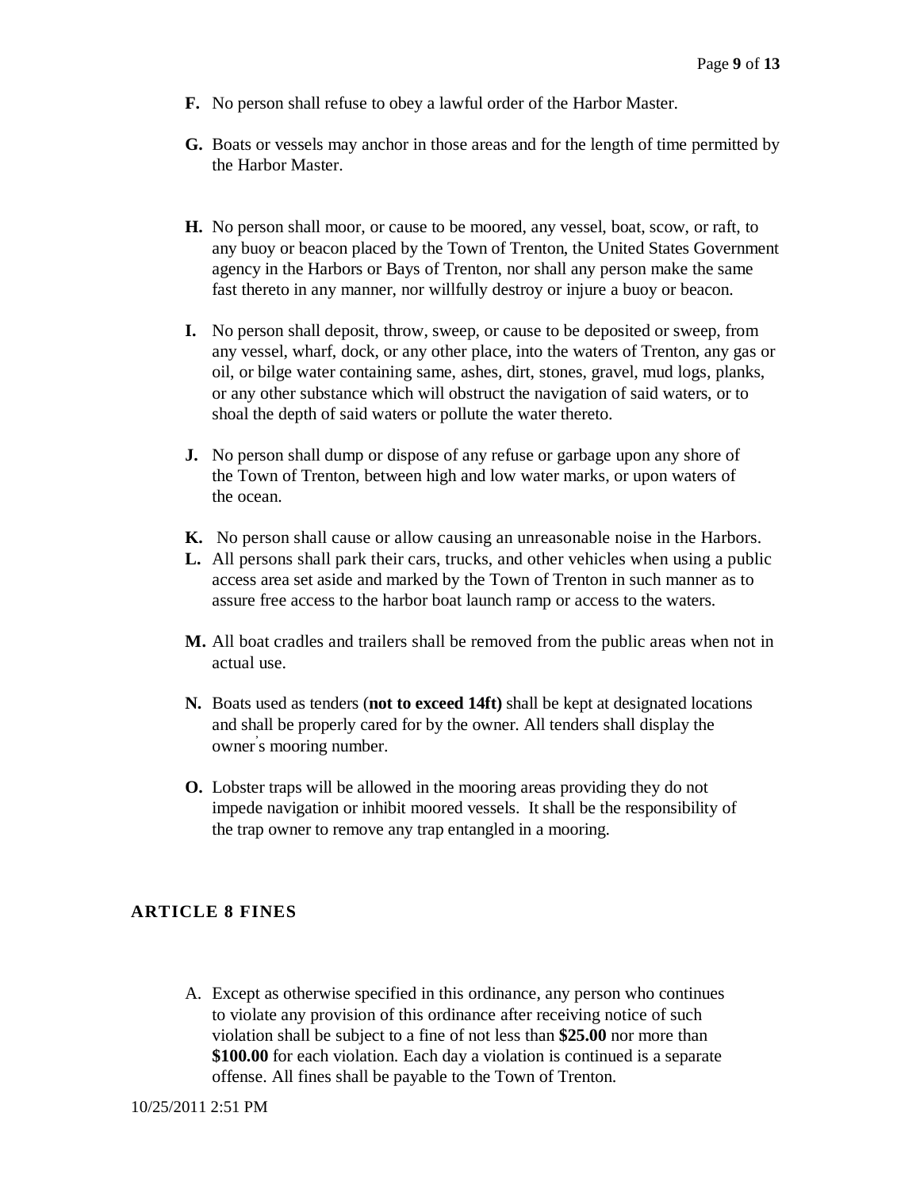**F.** No person shall refuse to obey a lawful order of the Harbor Master.

**G.** Boats or vessels may anchor in those areas and for the length of time permitted by the Harbor Master.

**H.** No person shall moor, or cause to be moored, any vessel, boat, scow, or raft, to any buoy or beacon placed by the Town of Trenton, the United States Government agency in the Harbors or Bays of Trenton, nor shall any person make the same fast thereto in any manner, nor willfully destroy or injure a buoy or beacon.

**I.** No person shall deposit, throw, sweep, or cause to be deposited or sweep, from any vessel, wharf, dock, or any other place, into the waters of Trenton, any gas or oil, or bilge water containing same, ashes, dirt, stones, gravel, mud logs, planks, or any other substance which will obstruct the navigation of said waters, or to shoal the depth of said waters or pollute the water thereto.

**J.** No person shall dump or dispose of any refuse or garbage upon any shore of the Town of Trenton, between high and low water marks, or upon waters of the ocean.

**K.** No person shall cause or allow causing an unreasonable noise in the Harbors.

**L.** All persons shall park their cars, trucks, and other vehicles when using a public access area set aside and marked by the Town of Trenton in such manner as to assure free access to the harbor boat launch ramp or access to the waters.

**M.** All boat cradles and trailers shall be removed from the public areas when not in actual use.

**N.** Boats used as tenders (**not to exceed 14ft)** shall be kept at designated locations and shall be properly cared for by the owner. All tenders shall display the owner's mooring number.

**O.** Lobster traps will be allowed in the mooring areas providing they do not impede navigation or inhibit moored vessels. It shall be the responsibility of the trap owner to remove any trap entangled in a mooring.

## ARTICLE 8 FINES

A. Except as otherwise specified in this ordinance, any person who continues to violate any provision of this ordinance after receiving notice of such violation shall be subject to a fine of not less than **$25.00** nor more than **$100.00** for each violation. Each day a violation is continued is a separate offense. All fines shall be payable to the Town of Trenton.

10/25/2011 2:51 PM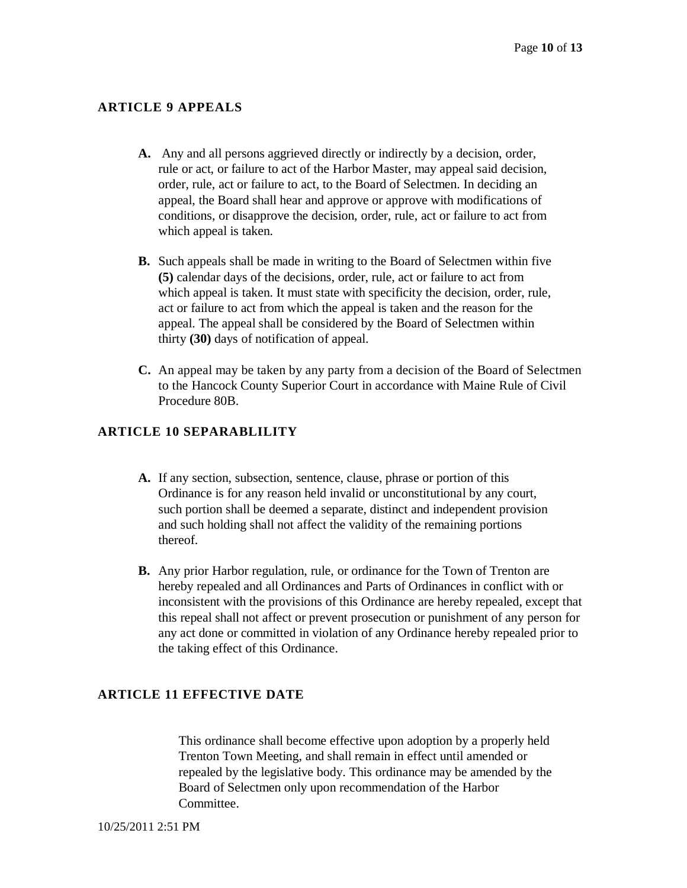## ARTICLE 9 APPEALS

**A.** Any and all persons aggrieved directly or indirectly by a decision, order, rule or act, or failure to act of the Harbor Master, may appeal said decision, order, rule, act or failure to act, to the Board of Selectmen. In deciding an appeal, the Board shall hear and approve or approve with modifications of conditions, or disapprove the decision, order, rule, act or failure to act from which appeal is taken.

**B.** Such appeals shall be made in writing to the Board of Selectmen within five **(5)** calendar days of the decisions, order, rule, act or failure to act from which appeal is taken. It must state with specificity the decision, order, rule, act or failure to act from which the appeal is taken and the reason for the appeal. The appeal shall be considered by the Board of Selectmen within thirty **(30)** days of notification of appeal.

**C.** An appeal may be taken by any party from a decision of the Board of Selectmen to the Hancock County Superior Court in accordance with Maine Rule of Civil Procedure 80B.

## ARTICLE 10 SEPARABLILITY

**A.** If any section, subsection, sentence, clause, phrase or portion of this Ordinance is for any reason held invalid or unconstitutional by any court, such portion shall be deemed a separate, distinct and independent provision and such holding shall not affect the validity of the remaining portions thereof.

**B.** Any prior Harbor regulation, rule, or ordinance for the Town of Trenton are hereby repealed and all Ordinances and Parts of Ordinances in conflict with or inconsistent with the provisions of this Ordinance are hereby repealed, except that this repeal shall not affect or prevent prosecution or punishment of any person for any act done or committed in violation of any Ordinance hereby repealed prior to the taking effect of this Ordinance.

## ARTICLE 11 EFFECTIVE DATE

This ordinance shall become effective upon adoption by a properly held Trenton Town Meeting, and shall remain in effect until amended or repealed by the legislative body. This ordinance may be amended by the Board of Selectmen only upon recommendation of the Harbor Committee.

10/25/2011 2:51 PM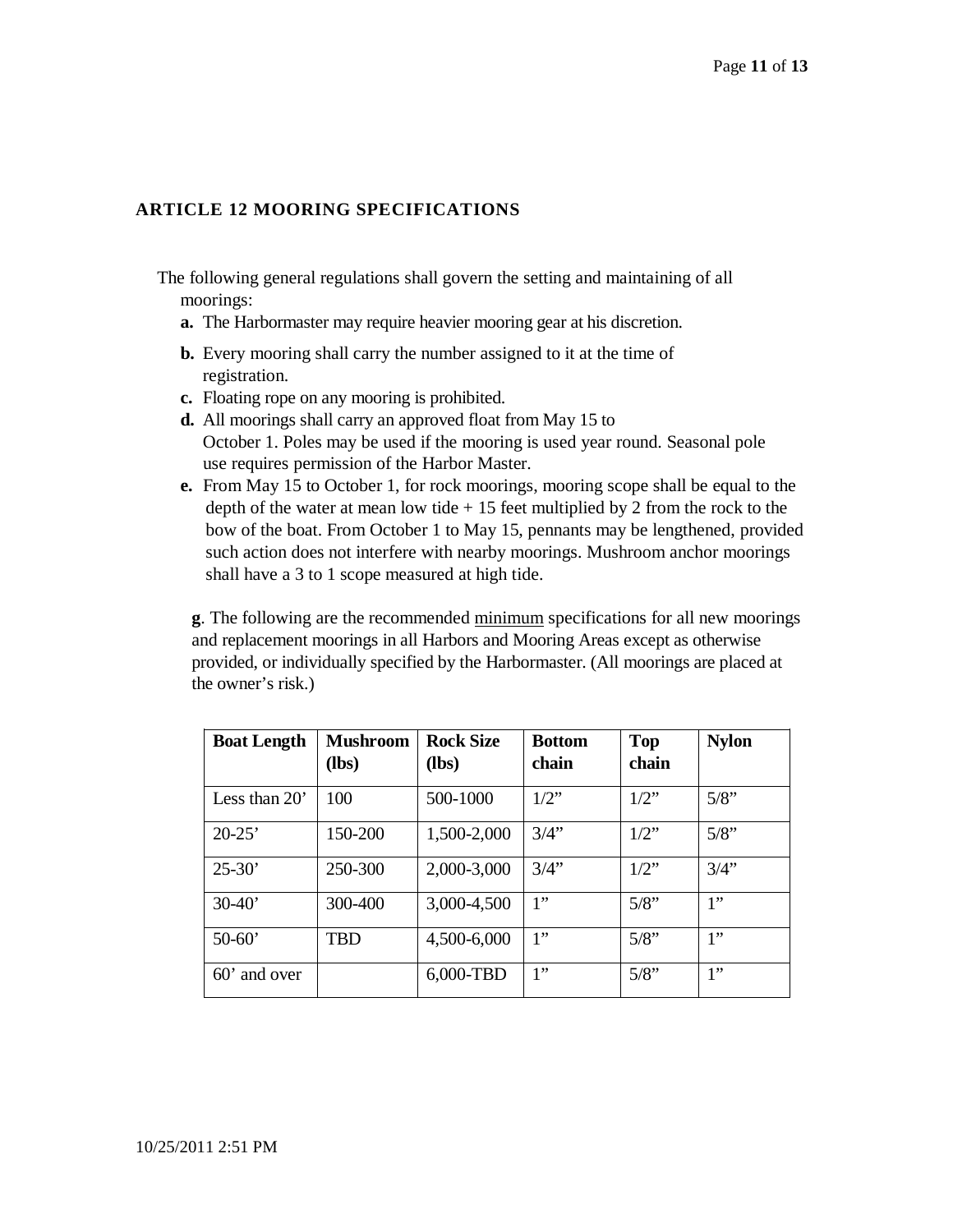## ARTICLE 12 MOORING SPECIFICATIONS

The following general regulations shall govern the setting and maintaining of all moorings:

- **a.** The Harbormaster may require heavier mooring gear at his discretion.
- **b.** Every mooring shall carry the number assigned to it at the time of registration.
- **c.** Floating rope on any mooring is prohibited.
- **d.** All moorings shall carry an approved float from May 15 to October 1. Poles may be used if the mooring is used year round. Seasonal pole use requires permission of the Harbor Master.
- **e.** From May 15 to October 1, for rock moorings, mooring scope shall be equal to the depth of the water at mean low tide + 15 feet multiplied by 2 from the rock to the bow of the boat. From October 1 to May 15, pennants may be lengthened, provided such action does not interfere with nearby moorings. Mushroom anchor moorings shall have a 3 to 1 scope measured at high tide.

**g**. The following are the recommended minimum specifications for all new moorings and replacement moorings in all Harbors and Mooring Areas except as otherwise provided, or individually specified by the Harbormaster. (All moorings are placed at the owner's risk.)

| Boat Length | Mushroom (lbs) | Rock Size (lbs) | Bottom chain | Top chain | Nylon |
|---|---|---|---|---|---|
| Less than 20' | 100 | 500-1000 | 1/2" | 1/2" | 5/8" |
| 20-25' | 150-200 | 1,500-2,000 | 3/4" | 1/2" | 5/8" |
| 25-30' | 250-300 | 2,000-3,000 | 3/4" | 1/2" | 3/4" |
| 30-40' | 300-400 | 3,000-4,500 | 1" | 5/8" | 1" |
| 50-60' | TBD | 4,500-6,000 | 1" | 5/8" | 1" |
| 60' and over | | 6,000-TBD | 1" | 5/8" | 1" |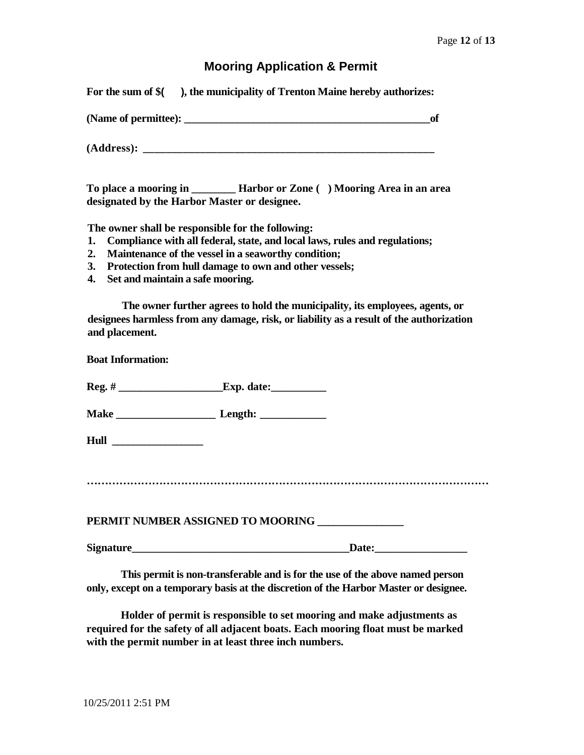# Mooring Application & Permit

**For the sum of $(      ), the municipality of Trenton Maine hereby authorizes:**

**(Name of permittee): _______________________________________________of**

**(Address): _______________________________________________________**

**To place a mooring in ________ Harbor or Zone (   ) Mooring Area in an area designated by the Harbor Master or designee.**

**The owner shall be responsible for the following:**

1. **Compliance with all federal, state, and local laws, rules and regulations;**
2. **Maintenance of the vessel in a seaworthy condition;**
3. **Protection from hull damage to own and other vessels;**
4. **Set and maintain a safe mooring.**

**The owner further agrees to hold the municipality, its employees, agents, or designees harmless from any damage, risk, or liability as a result of the authorization and placement.**

**Boat Information:**

**Reg. # ___________________Exp. date:__________**

**Make __________________ Length: ____________**

**Hull _________________**

…………………………………………………………………………………………………

**PERMIT NUMBER ASSIGNED TO MOORING _______________**

**Signature________________________________________Date:________________**

**This permit is non-transferable and is for the use of the above named person only, except on a temporary basis at the discretion of the Harbor Master or designee.**

**Holder of permit is responsible to set mooring and make adjustments as required for the safety of all adjacent boats. Each mooring float must be marked with the permit number in at least three inch numbers.**

10/25/2011 2:51 PM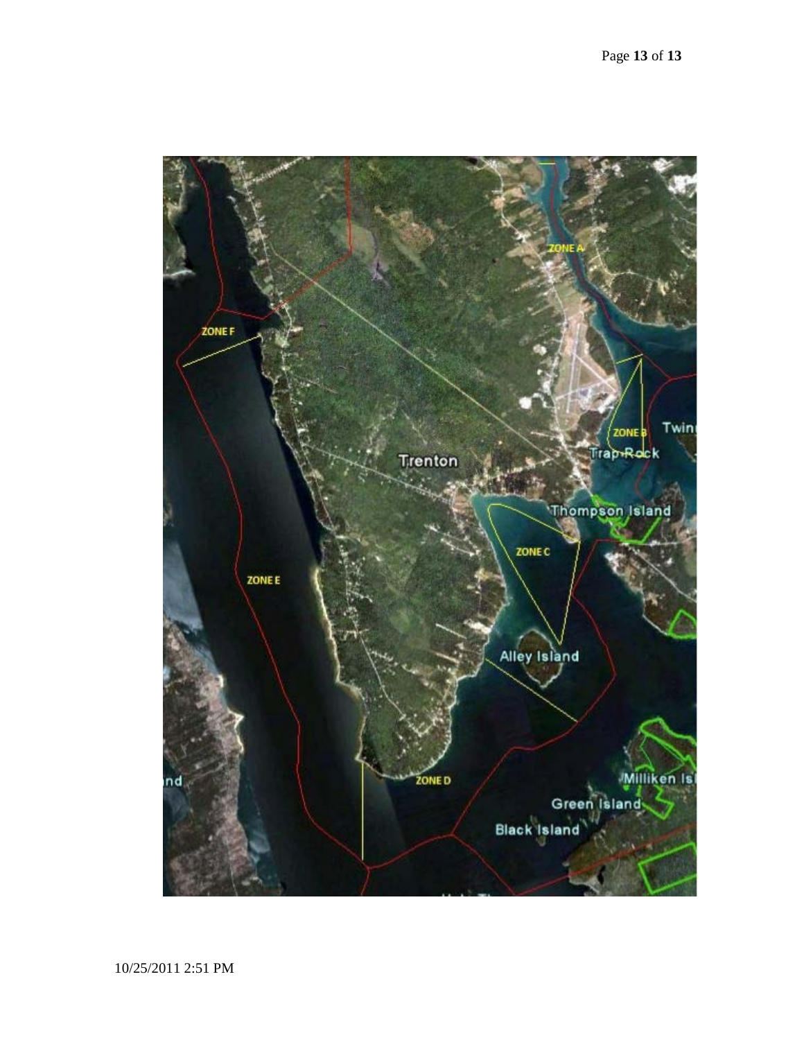ZONE A

ZONE F

ZONE B

Twin

Trap Rock

Trenton

Thompson Island

ZONE C

ZONE E

Alley Island

nd

ZONE D

Milliken Isl

Green Island

Black Island